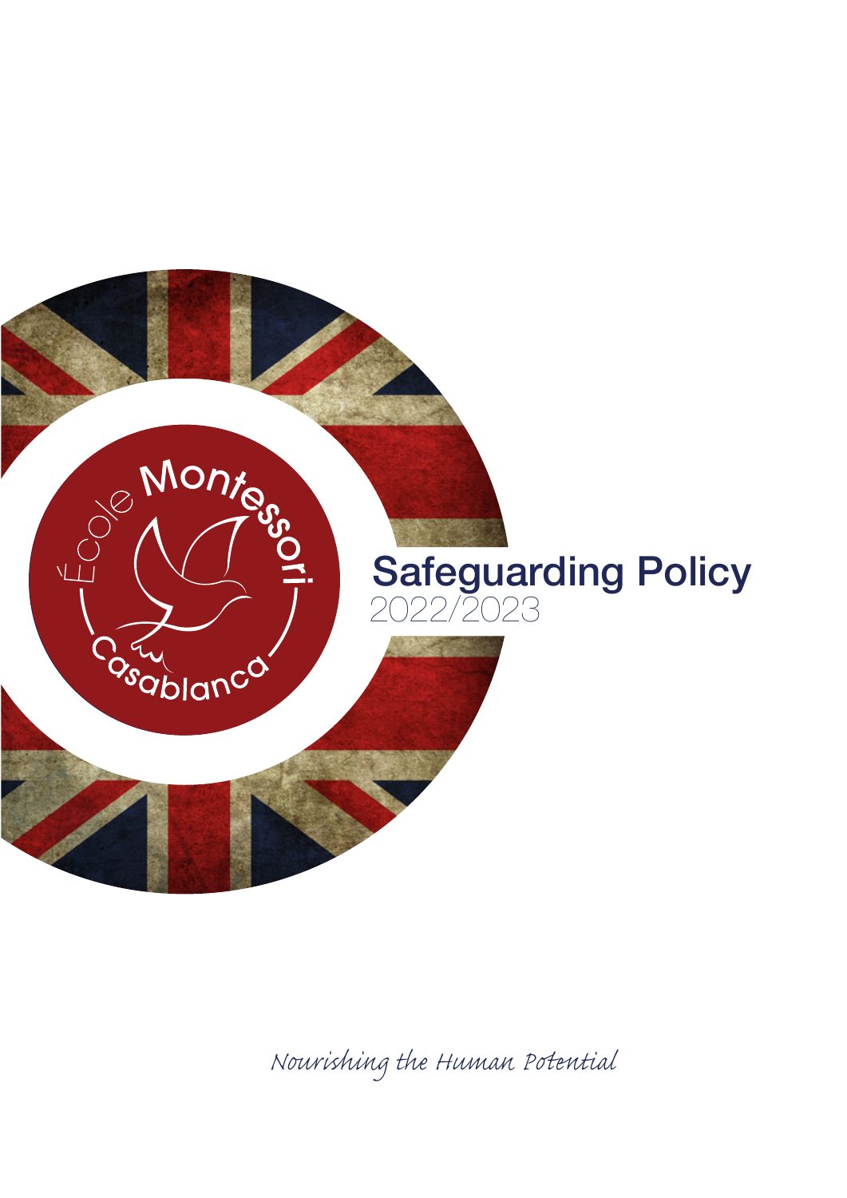École Montessori Casablanca

# Safeguarding Policy

2022/2023

*Nourishing the Human Potential*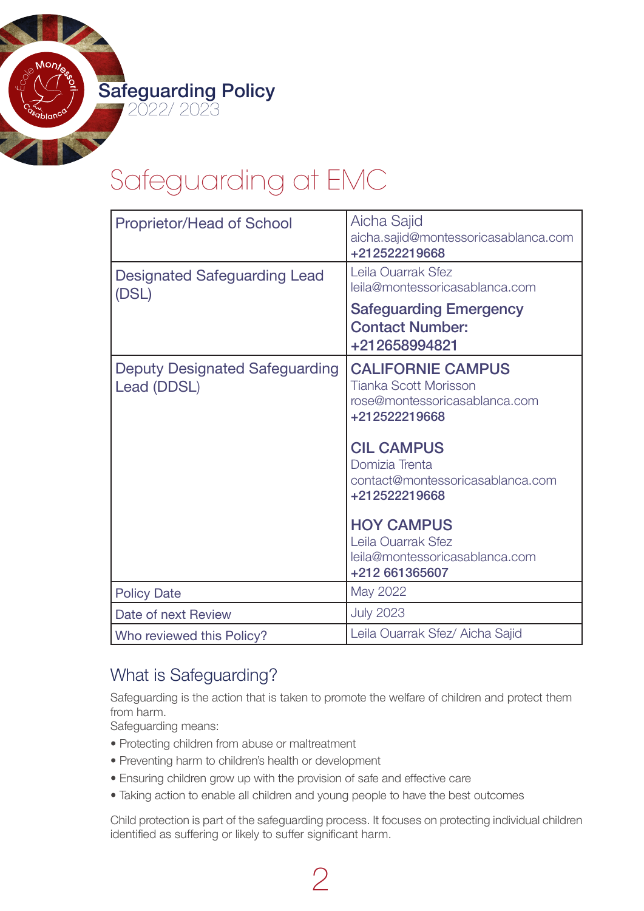# Safeguarding at EMC

| | |
|---|---|
| Proprietor/Head of School | Aicha Sajid<br>aicha.sajid@montessoricasablanca.com<br>**+212522219668** |
| Designated Safeguarding Lead (DSL) | Leila Ouarrak Sfez<br>leila@montessoricasablanca.com<br>**Safeguarding Emergency Contact Number: +212658994821** |
| Deputy Designated Safeguarding Lead (DDSL) | **CALIFORNIE CAMPUS**<br>Tianka Scott Morisson<br>rose@montessoricasablanca.com<br>**+212522219668**<br><br>**CIL CAMPUS**<br>Domizia Trenta<br>contact@montessoricasablanca.com<br>**+212522219668**<br><br>**HOY CAMPUS**<br>Leila Ouarrak Sfez<br>leila@montessoricasablanca.com<br>**+212 661365607** |
| Policy Date | May 2022 |
| Date of next Review | July 2023 |
| Who reviewed this Policy? | Leila Ouarrak Sfez/ Aicha Sajid |

## What is Safeguarding?

Safeguarding is the action that is taken to promote the welfare of children and protect them from harm.

Safeguarding means:

- Protecting children from abuse or maltreatment
- Preventing harm to children's health or development
- Ensuring children grow up with the provision of safe and effective care
- Taking action to enable all children and young people to have the best outcomes

Child protection is part of the safeguarding process. It focuses on protecting individual children identified as suffering or likely to suffer significant harm.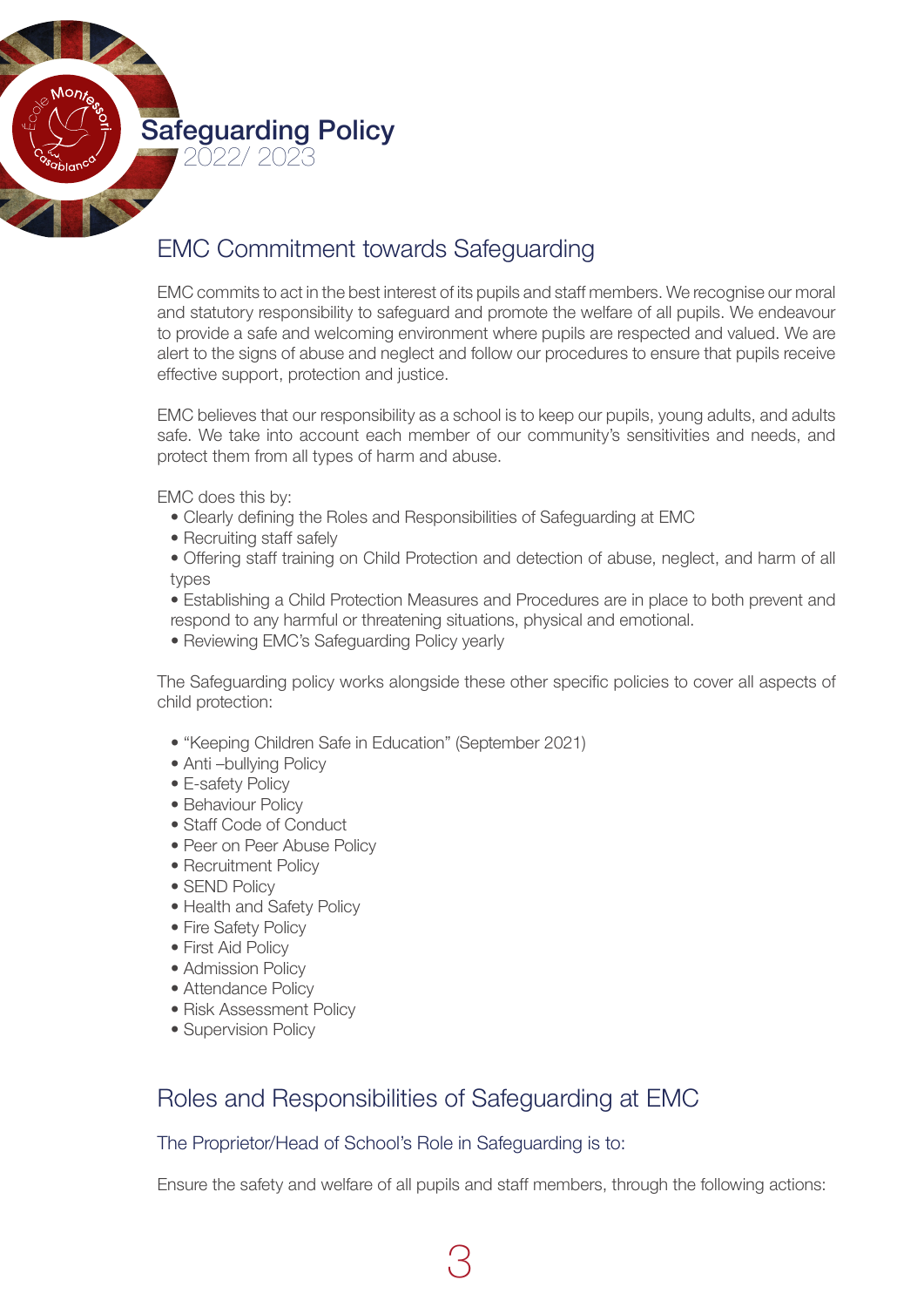# Safeguarding Policy
2022/ 2023

## EMC Commitment towards Safeguarding

EMC commits to act in the best interest of its pupils and staff members. We recognise our moral and statutory responsibility to safeguard and promote the welfare of all pupils. We endeavour to provide a safe and welcoming environment where pupils are respected and valued. We are alert to the signs of abuse and neglect and follow our procedures to ensure that pupils receive effective support, protection and justice.

EMC believes that our responsibility as a school is to keep our pupils, young adults, and adults safe. We take into account each member of our community's sensitivities and needs, and protect them from all types of harm and abuse.

EMC does this by:

- Clearly defining the Roles and Responsibilities of Safeguarding at EMC
- Recruiting staff safely
- Offering staff training on Child Protection and detection of abuse, neglect, and harm of all types
- Establishing a Child Protection Measures and Procedures are in place to both prevent and respond to any harmful or threatening situations, physical and emotional.
- Reviewing EMC's Safeguarding Policy yearly

The Safeguarding policy works alongside these other specific policies to cover all aspects of child protection:

- "Keeping Children Safe in Education" (September 2021)
- Anti –bullying Policy
- E-safety Policy
- Behaviour Policy
- Staff Code of Conduct
- Peer on Peer Abuse Policy
- Recruitment Policy
- SEND Policy
- Health and Safety Policy
- Fire Safety Policy
- First Aid Policy
- Admission Policy
- Attendance Policy
- Risk Assessment Policy
- Supervision Policy

## Roles and Responsibilities of Safeguarding at EMC

### The Proprietor/Head of School's Role in Safeguarding is to:

Ensure the safety and welfare of all pupils and staff members, through the following actions: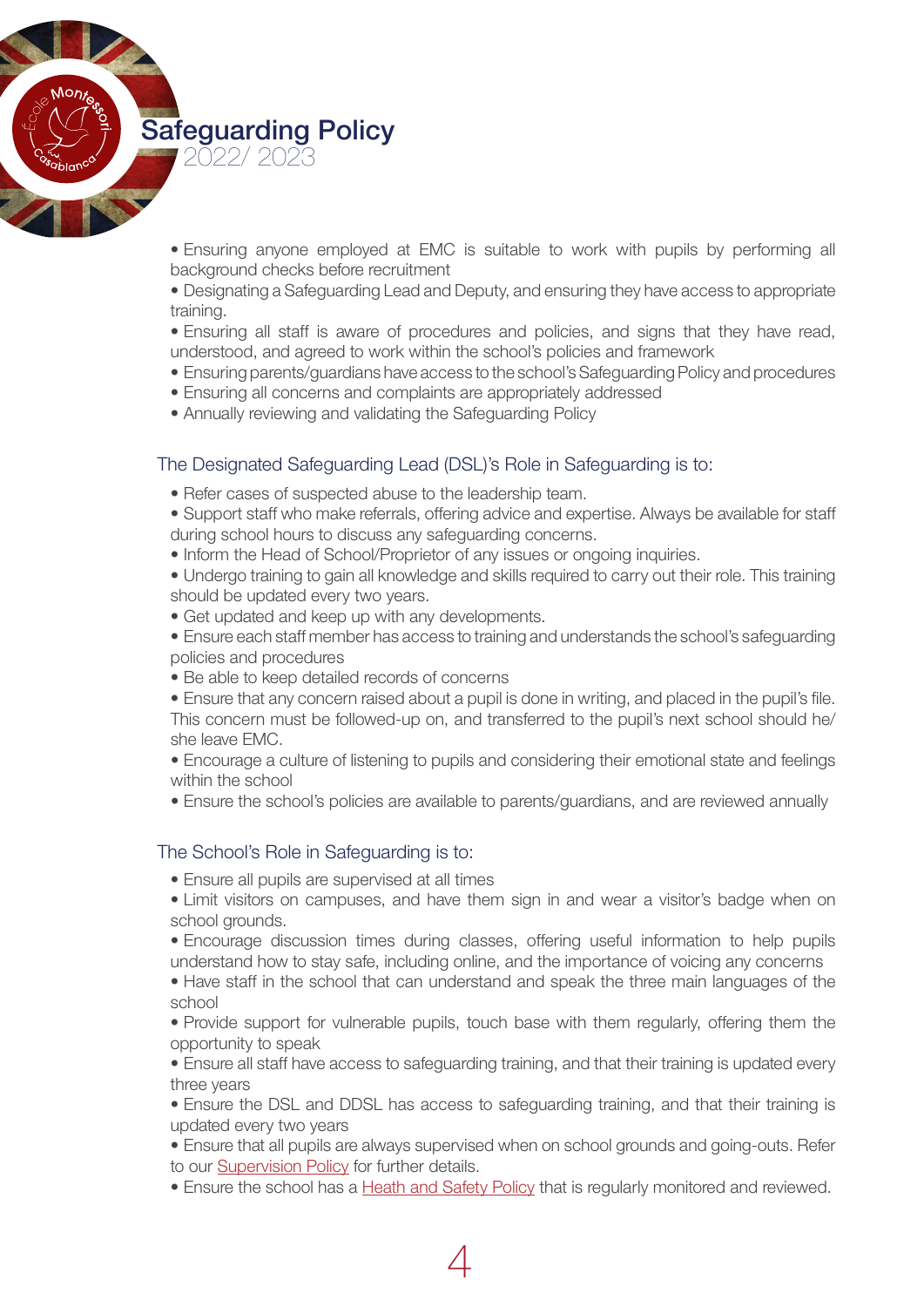- Ensuring anyone employed at EMC is suitable to work with pupils by performing all background checks before recruitment
- Designating a Safeguarding Lead and Deputy, and ensuring they have access to appropriate training.
- Ensuring all staff is aware of procedures and policies, and signs that they have read, understood, and agreed to work within the school's policies and framework
- Ensuring parents/guardians have access to the school's Safeguarding Policy and procedures
- Ensuring all concerns and complaints are appropriately addressed
- Annually reviewing and validating the Safeguarding Policy

### The Designated Safeguarding Lead (DSL)'s Role in Safeguarding is to:

- Refer cases of suspected abuse to the leadership team.
- Support staff who make referrals, offering advice and expertise. Always be available for staff during school hours to discuss any safeguarding concerns.
- Inform the Head of School/Proprietor of any issues or ongoing inquiries.
- Undergo training to gain all knowledge and skills required to carry out their role. This training should be updated every two years.
- Get updated and keep up with any developments.
- Ensure each staff member has access to training and understands the school's safeguarding policies and procedures
- Be able to keep detailed records of concerns
- Ensure that any concern raised about a pupil is done in writing, and placed in the pupil's file. This concern must be followed-up on, and transferred to the pupil's next school should he/she leave EMC.
- Encourage a culture of listening to pupils and considering their emotional state and feelings within the school
- Ensure the school's policies are available to parents/guardians, and are reviewed annually

### The School's Role in Safeguarding is to:

- Ensure all pupils are supervised at all times
- Limit visitors on campuses, and have them sign in and wear a visitor's badge when on school grounds.
- Encourage discussion times during classes, offering useful information to help pupils understand how to stay safe, including online, and the importance of voicing any concerns
- Have staff in the school that can understand and speak the three main languages of the school
- Provide support for vulnerable pupils, touch base with them regularly, offering them the opportunity to speak
- Ensure all staff have access to safeguarding training, and that their training is updated every three years
- Ensure the DSL and DDSL has access to safeguarding training, and that their training is updated every two years
- Ensure that all pupils are always supervised when on school grounds and going-outs. Refer to our Supervision Policy for further details.
- Ensure the school has a Heath and Safety Policy that is regularly monitored and reviewed.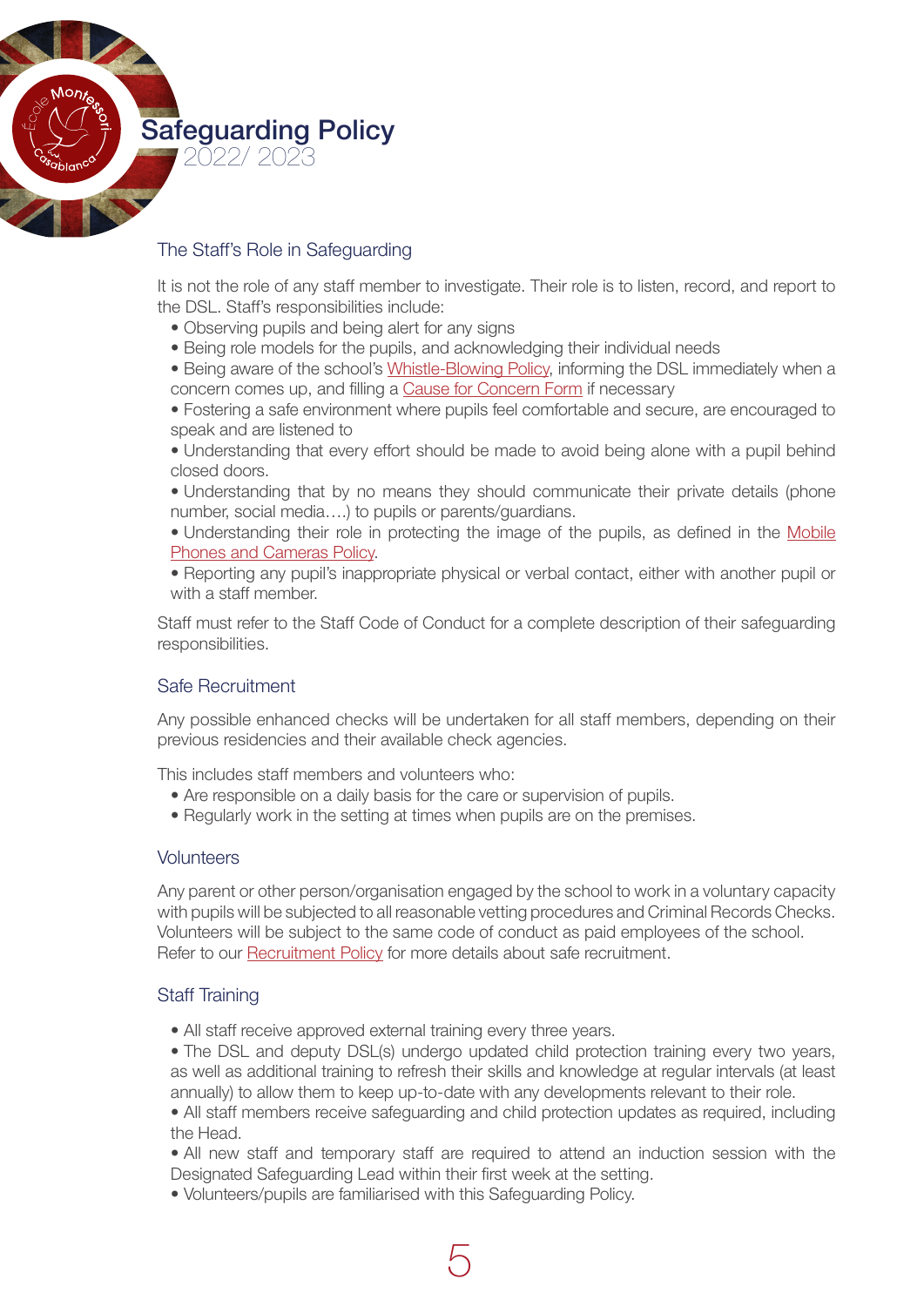## The Staff's Role in Safeguarding

It is not the role of any staff member to investigate. Their role is to listen, record, and report to the DSL. Staff's responsibilities include:

- Observing pupils and being alert for any signs
- Being role models for the pupils, and acknowledging their individual needs
- Being aware of the school's Whistle-Blowing Policy, informing the DSL immediately when a concern comes up, and filling a Cause for Concern Form if necessary
- Fostering a safe environment where pupils feel comfortable and secure, are encouraged to speak and are listened to
- Understanding that every effort should be made to avoid being alone with a pupil behind closed doors.
- Understanding that by no means they should communicate their private details (phone number, social media….) to pupils or parents/guardians.
- Understanding their role in protecting the image of the pupils, as defined in the Mobile Phones and Cameras Policy.
- Reporting any pupil's inappropriate physical or verbal contact, either with another pupil or with a staff member.

Staff must refer to the Staff Code of Conduct for a complete description of their safeguarding responsibilities.

## Safe Recruitment

Any possible enhanced checks will be undertaken for all staff members, depending on their previous residencies and their available check agencies.

This includes staff members and volunteers who:

- Are responsible on a daily basis for the care or supervision of pupils.
- Regularly work in the setting at times when pupils are on the premises.

## Volunteers

Any parent or other person/organisation engaged by the school to work in a voluntary capacity with pupils will be subjected to all reasonable vetting procedures and Criminal Records Checks. Volunteers will be subject to the same code of conduct as paid employees of the school. Refer to our Recruitment Policy for more details about safe recruitment.

## Staff Training

- All staff receive approved external training every three years.
- The DSL and deputy DSL(s) undergo updated child protection training every two years, as well as additional training to refresh their skills and knowledge at regular intervals (at least annually) to allow them to keep up-to-date with any developments relevant to their role.
- All staff members receive safeguarding and child protection updates as required, including the Head.
- All new staff and temporary staff are required to attend an induction session with the Designated Safeguarding Lead within their first week at the setting.
- Volunteers/pupils are familiarised with this Safeguarding Policy.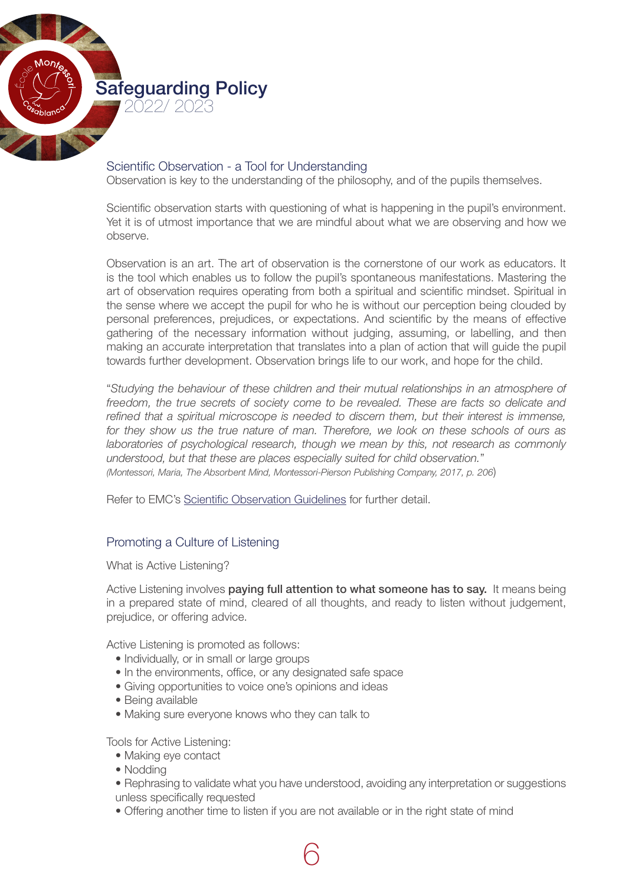## Scientific Observation - a Tool for Understanding

Observation is key to the understanding of the philosophy, and of the pupils themselves.

Scientific observation starts with questioning of what is happening in the pupil's environment. Yet it is of utmost importance that we are mindful about what we are observing and how we observe.

Observation is an art. The art of observation is the cornerstone of our work as educators. It is the tool which enables us to follow the pupil's spontaneous manifestations. Mastering the art of observation requires operating from both a spiritual and scientific mindset. Spiritual in the sense where we accept the pupil for who he is without our perception being clouded by personal preferences, prejudices, or expectations. And scientific by the means of effective gathering of the necessary information without judging, assuming, or labelling, and then making an accurate interpretation that translates into a plan of action that will guide the pupil towards further development. Observation brings life to our work, and hope for the child.

"*Studying the behaviour of these children and their mutual relationships in an atmosphere of freedom, the true secrets of society come to be revealed. These are facts so delicate and refined that a spiritual microscope is needed to discern them, but their interest is immense, for they show us the true nature of man. Therefore, we look on these schools of ours as laboratories of psychological research, though we mean by this, not research as commonly understood, but that these are places especially suited for child observation.*"
*(Montessori, Maria, The Absorbent Mind, Montessori-Pierson Publishing Company, 2017, p. 206)*

Refer to EMC's Scientific Observation Guidelines for further detail.

## Promoting a Culture of Listening

What is Active Listening?

Active Listening involves **paying full attention to what someone has to say.** It means being in a prepared state of mind, cleared of all thoughts, and ready to listen without judgement, prejudice, or offering advice.

Active Listening is promoted as follows:

- Individually, or in small or large groups
- In the environments, office, or any designated safe space
- Giving opportunities to voice one's opinions and ideas
- Being available
- Making sure everyone knows who they can talk to

Tools for Active Listening:

- Making eye contact
- Nodding
- Rephrasing to validate what you have understood, avoiding any interpretation or suggestions unless specifically requested
- Offering another time to listen if you are not available or in the right state of mind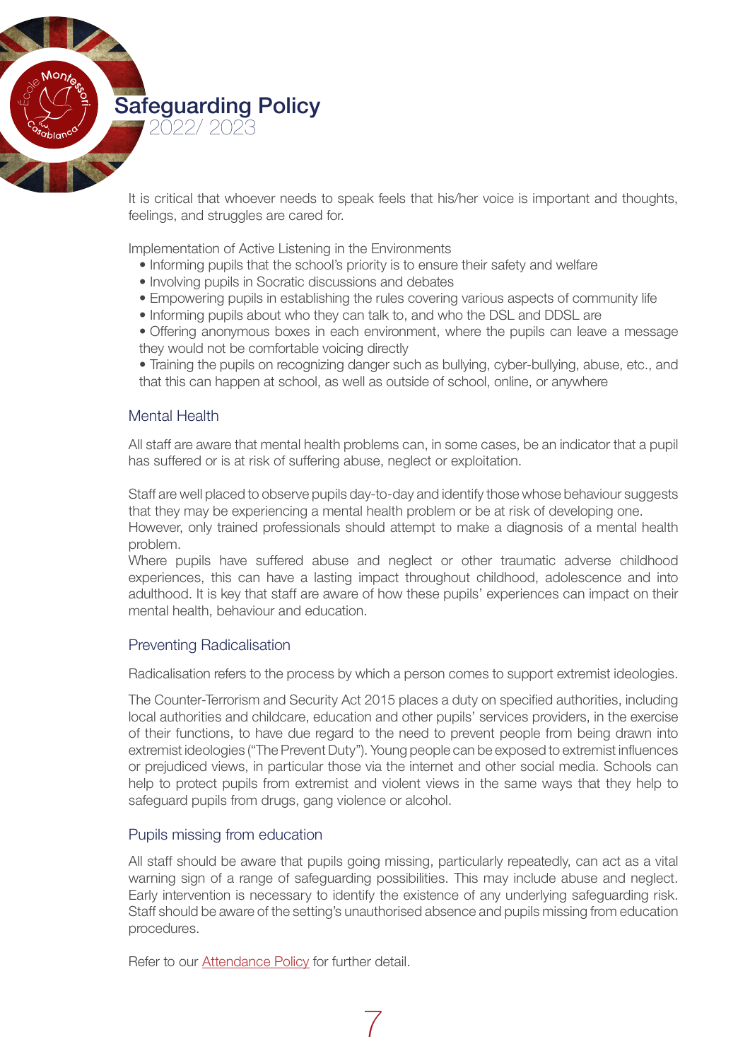It is critical that whoever needs to speak feels that his/her voice is important and thoughts, feelings, and struggles are cared for.

Implementation of Active Listening in the Environments

- Informing pupils that the school's priority is to ensure their safety and welfare
- Involving pupils in Socratic discussions and debates
- Empowering pupils in establishing the rules covering various aspects of community life
- Informing pupils about who they can talk to, and who the DSL and DDSL are
- Offering anonymous boxes in each environment, where the pupils can leave a message they would not be comfortable voicing directly
- Training the pupils on recognizing danger such as bullying, cyber-bullying, abuse, etc., and that this can happen at school, as well as outside of school, online, or anywhere

## Mental Health

All staff are aware that mental health problems can, in some cases, be an indicator that a pupil has suffered or is at risk of suffering abuse, neglect or exploitation.

Staff are well placed to observe pupils day-to-day and identify those whose behaviour suggests that they may be experiencing a mental health problem or be at risk of developing one.
However, only trained professionals should attempt to make a diagnosis of a mental health problem.
Where pupils have suffered abuse and neglect or other traumatic adverse childhood experiences, this can have a lasting impact throughout childhood, adolescence and into adulthood. It is key that staff are aware of how these pupils' experiences can impact on their mental health, behaviour and education.

## Preventing Radicalisation

Radicalisation refers to the process by which a person comes to support extremist ideologies.

The Counter-Terrorism and Security Act 2015 places a duty on specified authorities, including local authorities and childcare, education and other pupils' services providers, in the exercise of their functions, to have due regard to the need to prevent people from being drawn into extremist ideologies ("The Prevent Duty"). Young people can be exposed to extremist influences or prejudiced views, in particular those via the internet and other social media. Schools can help to protect pupils from extremist and violent views in the same ways that they help to safeguard pupils from drugs, gang violence or alcohol.

## Pupils missing from education

All staff should be aware that pupils going missing, particularly repeatedly, can act as a vital warning sign of a range of safeguarding possibilities. This may include abuse and neglect. Early intervention is necessary to identify the existence of any underlying safeguarding risk. Staff should be aware of the setting's unauthorised absence and pupils missing from education procedures.

Refer to our Attendance Policy for further detail.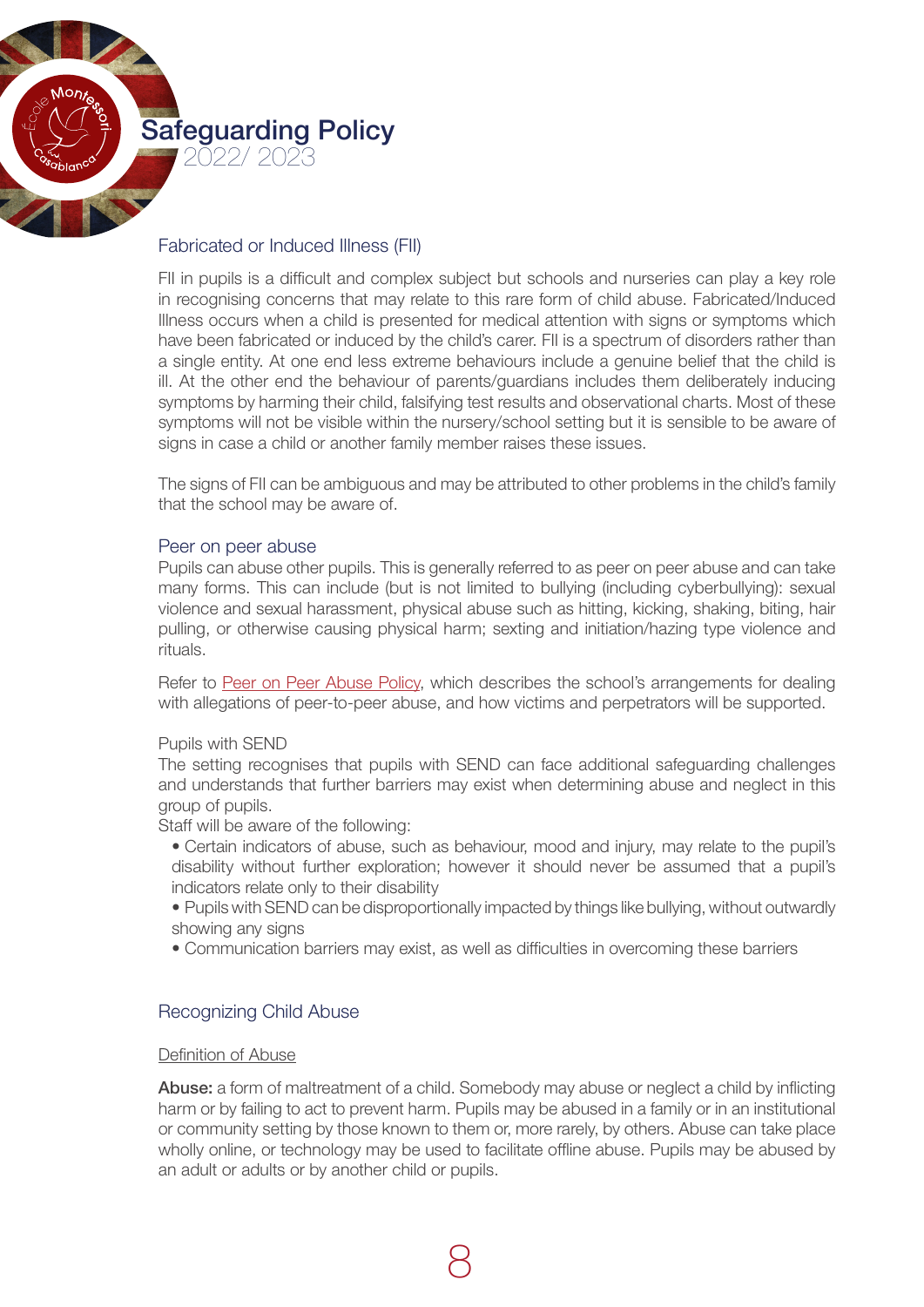## Fabricated or Induced Illness (FII)

FII in pupils is a difficult and complex subject but schools and nurseries can play a key role in recognising concerns that may relate to this rare form of child abuse. Fabricated/Induced Illness occurs when a child is presented for medical attention with signs or symptoms which have been fabricated or induced by the child's carer. FII is a spectrum of disorders rather than a single entity. At one end less extreme behaviours include a genuine belief that the child is ill. At the other end the behaviour of parents/guardians includes them deliberately inducing symptoms by harming their child, falsifying test results and observational charts. Most of these symptoms will not be visible within the nursery/school setting but it is sensible to be aware of signs in case a child or another family member raises these issues.

The signs of FII can be ambiguous and may be attributed to other problems in the child's family that the school may be aware of.

## Peer on peer abuse

Pupils can abuse other pupils. This is generally referred to as peer on peer abuse and can take many forms. This can include (but is not limited to bullying (including cyberbullying): sexual violence and sexual harassment, physical abuse such as hitting, kicking, shaking, biting, hair pulling, or otherwise causing physical harm; sexting and initiation/hazing type violence and rituals.

Refer to Peer on Peer Abuse Policy, which describes the school's arrangements for dealing with allegations of peer-to-peer abuse, and how victims and perpetrators will be supported.

Pupils with SEND

The setting recognises that pupils with SEND can face additional safeguarding challenges and understands that further barriers may exist when determining abuse and neglect in this group of pupils.

Staff will be aware of the following:

- Certain indicators of abuse, such as behaviour, mood and injury, may relate to the pupil's disability without further exploration; however it should never be assumed that a pupil's indicators relate only to their disability
- Pupils with SEND can be disproportionally impacted by things like bullying, without outwardly showing any signs
- Communication barriers may exist, as well as difficulties in overcoming these barriers

## Recognizing Child Abuse

### Definition of Abuse

**Abuse:** a form of maltreatment of a child. Somebody may abuse or neglect a child by inflicting harm or by failing to act to prevent harm. Pupils may be abused in a family or in an institutional or community setting by those known to them or, more rarely, by others. Abuse can take place wholly online, or technology may be used to facilitate offline abuse. Pupils may be abused by an adult or adults or by another child or pupils.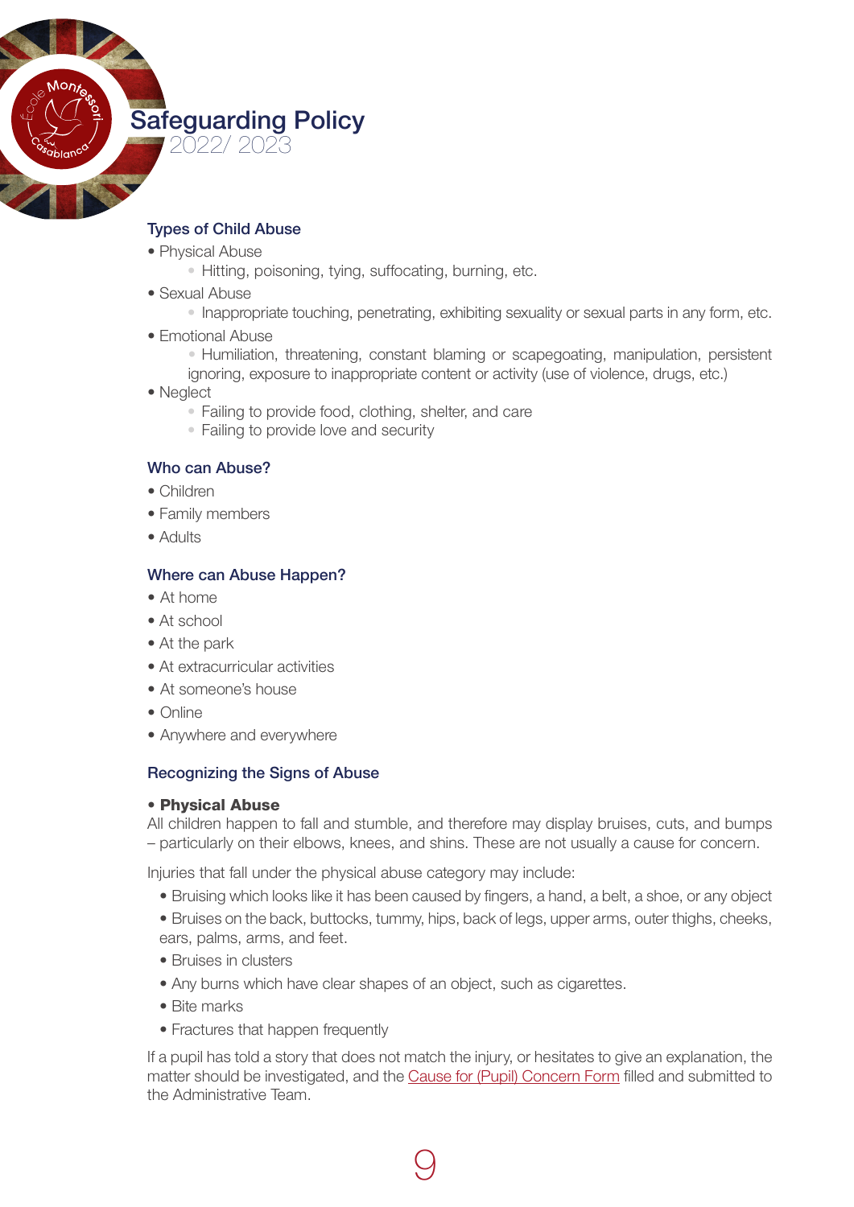## Types of Child Abuse

- Physical Abuse
    - Hitting, poisoning, tying, suffocating, burning, etc.
- Sexual Abuse
    - Inappropriate touching, penetrating, exhibiting sexuality or sexual parts in any form, etc.
- Emotional Abuse
    - Humiliation, threatening, constant blaming or scapegoating, manipulation, persistent ignoring, exposure to inappropriate content or activity (use of violence, drugs, etc.)
- Neglect
    - Failing to provide food, clothing, shelter, and care
    - Failing to provide love and security

## Who can Abuse?

- Children
- Family members
- Adults

## Where can Abuse Happen?

- At home
- At school
- At the park
- At extracurricular activities
- At someone's house
- Online
- Anywhere and everywhere

## Recognizing the Signs of Abuse

- **Physical Abuse**

All children happen to fall and stumble, and therefore may display bruises, cuts, and bumps – particularly on their elbows, knees, and shins. These are not usually a cause for concern.

Injuries that fall under the physical abuse category may include:

- Bruising which looks like it has been caused by fingers, a hand, a belt, a shoe, or any object
- Bruises on the back, buttocks, tummy, hips, back of legs, upper arms, outer thighs, cheeks, ears, palms, arms, and feet.
- Bruises in clusters
- Any burns which have clear shapes of an object, such as cigarettes.
- Bite marks
- Fractures that happen frequently

If a pupil has told a story that does not match the injury, or hesitates to give an explanation, the matter should be investigated, and the Cause for (Pupil) Concern Form filled and submitted to the Administrative Team.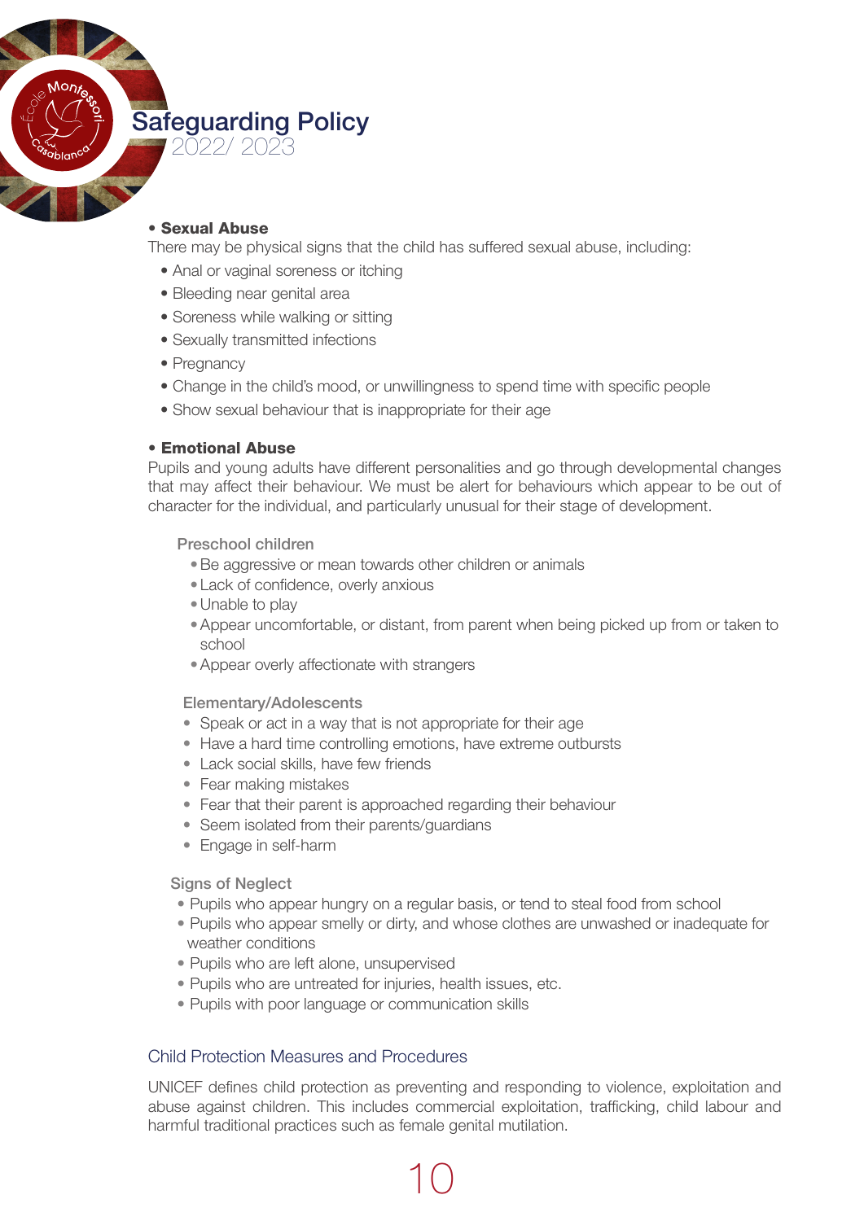- **Sexual Abuse**

There may be physical signs that the child has suffered sexual abuse, including:

- Anal or vaginal soreness or itching
- Bleeding near genital area
- Soreness while walking or sitting
- Sexually transmitted infections
- Pregnancy
- Change in the child's mood, or unwillingness to spend time with specific people
- Show sexual behaviour that is inappropriate for their age

- **Emotional Abuse**

Pupils and young adults have different personalities and go through developmental changes that may affect their behaviour. We must be alert for behaviours which appear to be out of character for the individual, and particularly unusual for their stage of development.

Preschool children

- Be aggressive or mean towards other children or animals
- Lack of confidence, overly anxious
- Unable to play
- Appear uncomfortable, or distant, from parent when being picked up from or taken to school
- Appear overly affectionate with strangers

Elementary/Adolescents

- Speak or act in a way that is not appropriate for their age
- Have a hard time controlling emotions, have extreme outbursts
- Lack social skills, have few friends
- Fear making mistakes
- Fear that their parent is approached regarding their behaviour
- Seem isolated from their parents/guardians
- Engage in self-harm

Signs of Neglect

- Pupils who appear hungry on a regular basis, or tend to steal food from school
- Pupils who appear smelly or dirty, and whose clothes are unwashed or inadequate for weather conditions
- Pupils who are left alone, unsupervised
- Pupils who are untreated for injuries, health issues, etc.
- Pupils with poor language or communication skills

## Child Protection Measures and Procedures

UNICEF defines child protection as preventing and responding to violence, exploitation and abuse against children. This includes commercial exploitation, trafficking, child labour and harmful traditional practices such as female genital mutilation.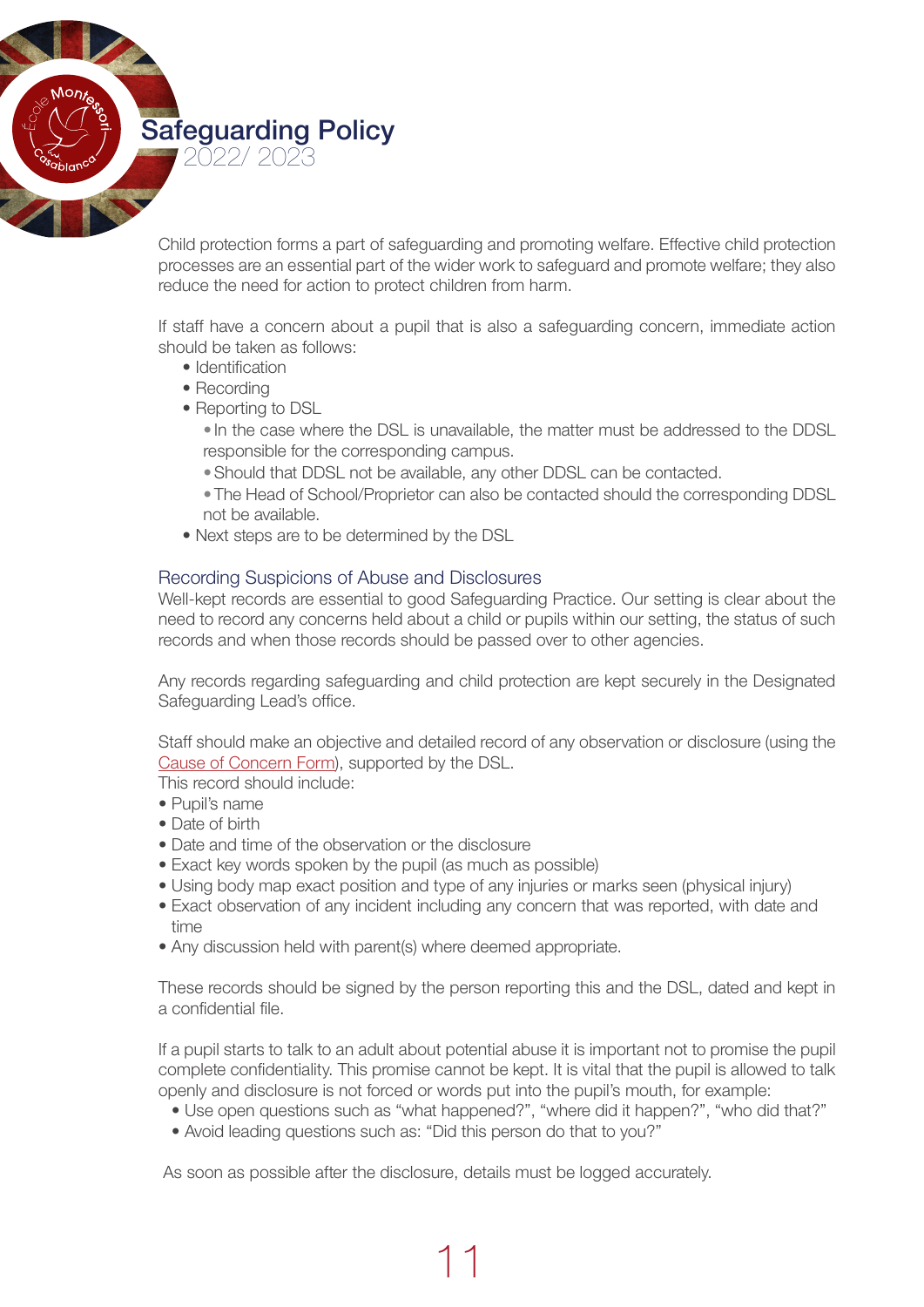Child protection forms a part of safeguarding and promoting welfare. Effective child protection processes are an essential part of the wider work to safeguard and promote welfare; they also reduce the need for action to protect children from harm.

If staff have a concern about a pupil that is also a safeguarding concern, immediate action should be taken as follows:

- Identification
- Recording
- Reporting to DSL
    - In the case where the DSL is unavailable, the matter must be addressed to the DDSL responsible for the corresponding campus.
    - Should that DDSL not be available, any other DDSL can be contacted.
    - The Head of School/Proprietor can also be contacted should the corresponding DDSL not be available.
- Next steps are to be determined by the DSL

## Recording Suspicions of Abuse and Disclosures

Well-kept records are essential to good Safeguarding Practice. Our setting is clear about the need to record any concerns held about a child or pupils within our setting, the status of such records and when those records should be passed over to other agencies.

Any records regarding safeguarding and child protection are kept securely in the Designated Safeguarding Lead's office.

Staff should make an objective and detailed record of any observation or disclosure (using the Cause of Concern Form), supported by the DSL.

This record should include:

- Pupil's name
- Date of birth
- Date and time of the observation or the disclosure
- Exact key words spoken by the pupil (as much as possible)
- Using body map exact position and type of any injuries or marks seen (physical injury)
- Exact observation of any incident including any concern that was reported, with date and time
- Any discussion held with parent(s) where deemed appropriate.

These records should be signed by the person reporting this and the DSL, dated and kept in a confidential file.

If a pupil starts to talk to an adult about potential abuse it is important not to promise the pupil complete confidentiality. This promise cannot be kept. It is vital that the pupil is allowed to talk openly and disclosure is not forced or words put into the pupil's mouth, for example:

- Use open questions such as "what happened?", "where did it happen?", "who did that?"
- Avoid leading questions such as: "Did this person do that to you?"

As soon as possible after the disclosure, details must be logged accurately.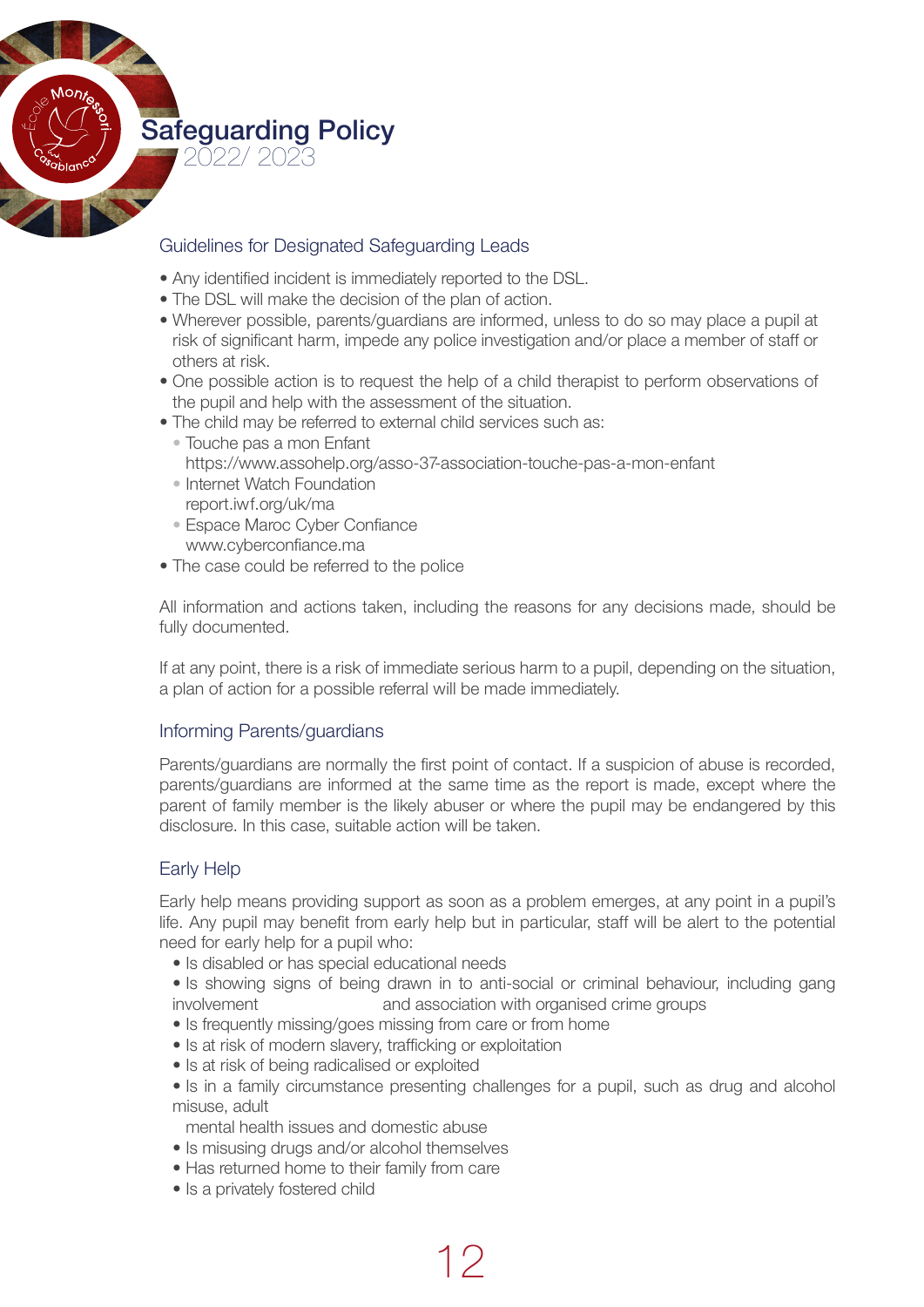## Guidelines for Designated Safeguarding Leads

- Any identified incident is immediately reported to the DSL.
- The DSL will make the decision of the plan of action.
- Wherever possible, parents/guardians are informed, unless to do so may place a pupil at risk of significant harm, impede any police investigation and/or place a member of staff or others at risk.
- One possible action is to request the help of a child therapist to perform observations of the pupil and help with the assessment of the situation.
- The child may be referred to external child services such as:
  - Touche pas a mon Enfant
    https://www.assohelp.org/asso-37-association-touche-pas-a-mon-enfant
  - Internet Watch Foundation
    report.iwf.org/uk/ma
  - Espace Maroc Cyber Confiance
    www.cyberconfiance.ma
- The case could be referred to the police

All information and actions taken, including the reasons for any decisions made, should be fully documented.

If at any point, there is a risk of immediate serious harm to a pupil, depending on the situation, a plan of action for a possible referral will be made immediately.

## Informing Parents/guardians

Parents/guardians are normally the first point of contact. If a suspicion of abuse is recorded, parents/guardians are informed at the same time as the report is made, except where the parent of family member is the likely abuser or where the pupil may be endangered by this disclosure. In this case, suitable action will be taken.

## Early Help

Early help means providing support as soon as a problem emerges, at any point in a pupil's life. Any pupil may benefit from early help but in particular, staff will be alert to the potential need for early help for a pupil who:

- Is disabled or has special educational needs
- Is showing signs of being drawn in to anti-social or criminal behaviour, including gang involvement and association with organised crime groups
- Is frequently missing/goes missing from care or from home
- Is at risk of modern slavery, trafficking or exploitation
- Is at risk of being radicalised or exploited
- Is in a family circumstance presenting challenges for a pupil, such as drug and alcohol misuse, adult mental health issues and domestic abuse
- Is misusing drugs and/or alcohol themselves
- Has returned home to their family from care
- Is a privately fostered child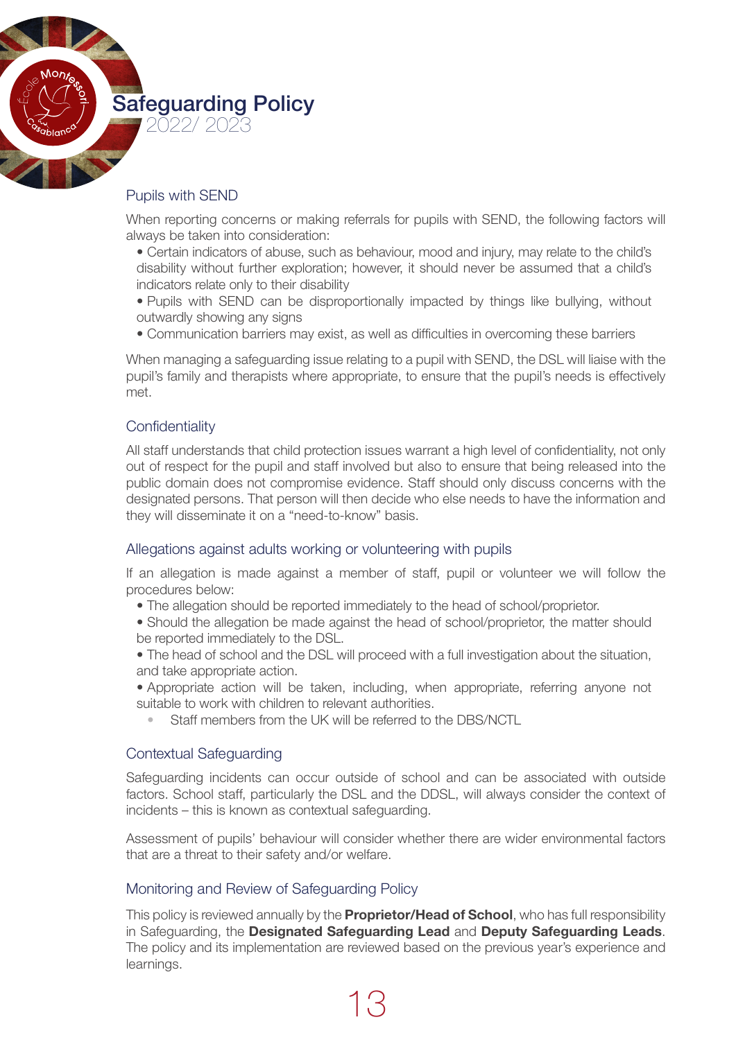## Pupils with SEND

When reporting concerns or making referrals for pupils with SEND, the following factors will always be taken into consideration:

- Certain indicators of abuse, such as behaviour, mood and injury, may relate to the child's disability without further exploration; however, it should never be assumed that a child's indicators relate only to their disability
- Pupils with SEND can be disproportionally impacted by things like bullying, without outwardly showing any signs
- Communication barriers may exist, as well as difficulties in overcoming these barriers

When managing a safeguarding issue relating to a pupil with SEND, the DSL will liaise with the pupil's family and therapists where appropriate, to ensure that the pupil's needs is effectively met.

## Confidentiality

All staff understands that child protection issues warrant a high level of confidentiality, not only out of respect for the pupil and staff involved but also to ensure that being released into the public domain does not compromise evidence. Staff should only discuss concerns with the designated persons. That person will then decide who else needs to have the information and they will disseminate it on a "need-to-know" basis.

## Allegations against adults working or volunteering with pupils

If an allegation is made against a member of staff, pupil or volunteer we will follow the procedures below:

- The allegation should be reported immediately to the head of school/proprietor.
- Should the allegation be made against the head of school/proprietor, the matter should be reported immediately to the DSL.
- The head of school and the DSL will proceed with a full investigation about the situation, and take appropriate action.
- Appropriate action will be taken, including, when appropriate, referring anyone not suitable to work with children to relevant authorities.
  - Staff members from the UK will be referred to the DBS/NCTL

## Contextual Safeguarding

Safeguarding incidents can occur outside of school and can be associated with outside factors. School staff, particularly the DSL and the DDSL, will always consider the context of incidents – this is known as contextual safeguarding.

Assessment of pupils' behaviour will consider whether there are wider environmental factors that are a threat to their safety and/or welfare.

## Monitoring and Review of Safeguarding Policy

This policy is reviewed annually by the **Proprietor/Head of School**, who has full responsibility in Safeguarding, the **Designated Safeguarding Lead** and **Deputy Safeguarding Leads**. The policy and its implementation are reviewed based on the previous year's experience and learnings.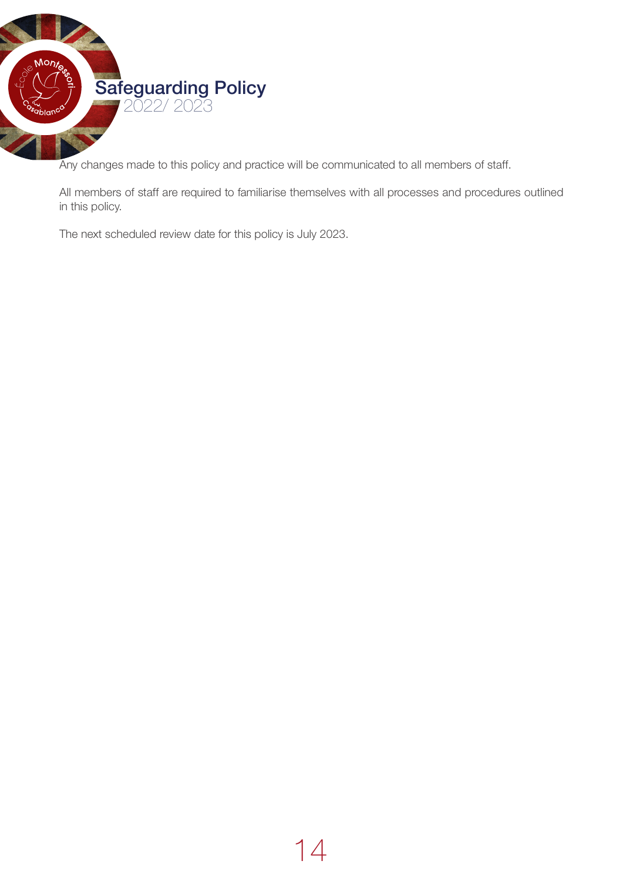Any changes made to this policy and practice will be communicated to all members of staff.

All members of staff are required to familiarise themselves with all processes and procedures outlined in this policy.

The next scheduled review date for this policy is July 2023.